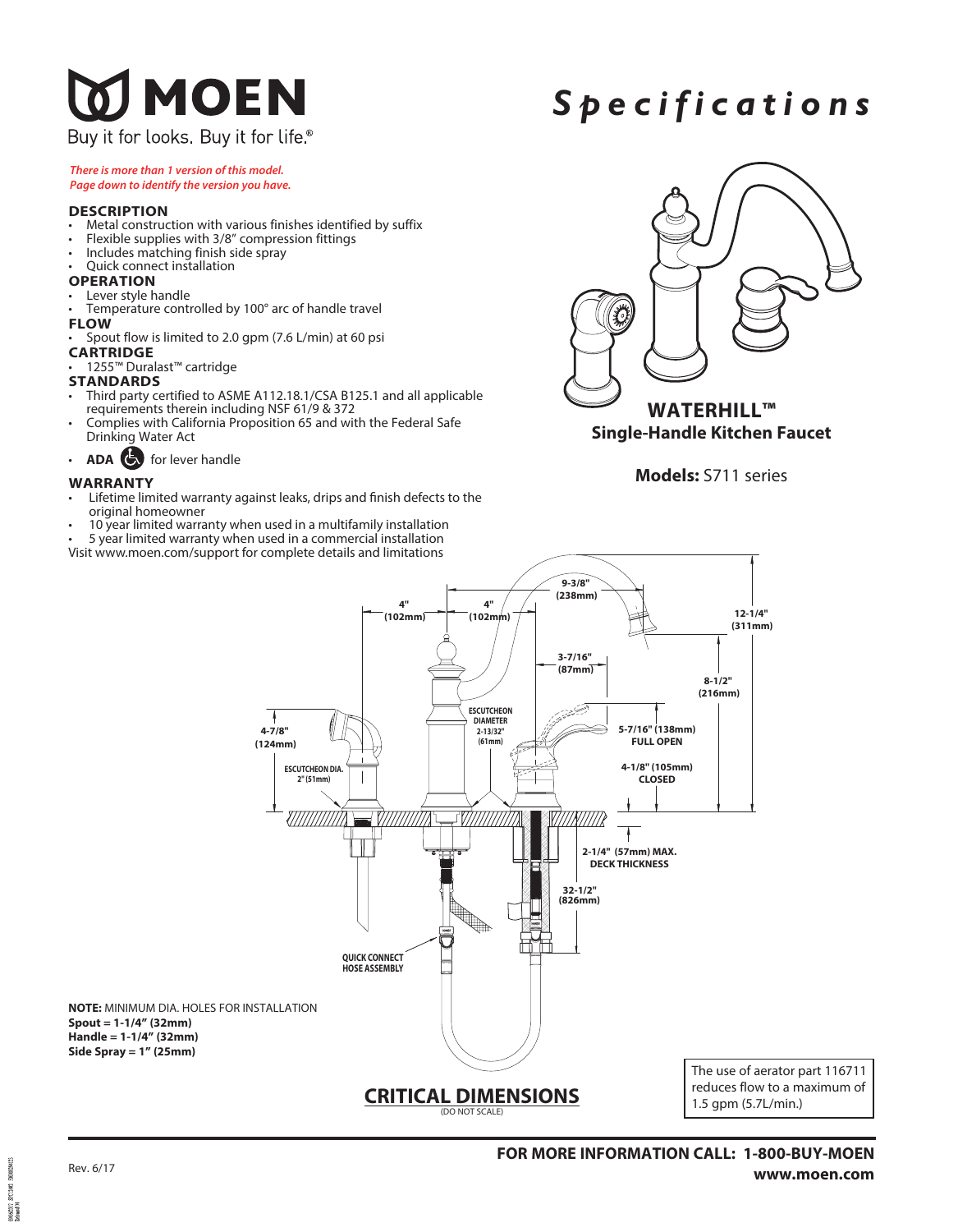# MOEN

Buy it for looks. Buy it for life.®

# Specifications

*There is more than 1 version of this model. Page down to identify the version you have.*

### DESCRIPTION
- Metal construction with various finishes identified by suffix
- Flexible supplies with 3/8" compression fittings
- Includes matching finish side spray
- Quick connect installation

### OPERATION
- Lever style handle
- Temperature controlled by 100° arc of handle travel

### FLOW
- Spout flow is limited to 2.0 gpm (7.6 L/min) at 60 psi

### CARTRIDGE
- 1255™ Duralast™ cartridge

### STANDARDS
- Third party certified to ASME A112.18.1/CSA B125.1 and all applicable requirements therein including NSF 61/9 & 372
- Complies with California Proposition 65 and with the Federal Safe Drinking Water Act
- **ADA** for lever handle

### WARRANTY
- Lifetime limited warranty against leaks, drips and finish defects to the original homeowner
- 10 year limited warranty when used in a multifamily installation
- 5 year limited warranty when used in a commercial installation

Visit www.moen.com/support for complete details and limitations

## WATERHILL™
**Single-Handle Kitchen Faucet**

**Models:** S711 series

4" (102mm)
4" (102mm)
9-3/8" (238mm)
12-1/4" (311mm)
3-7/16" (87mm)
8-1/2" (216mm)
ESCUTCHEON DIAMETER 2-13/32" (61mm)
4-7/8" (124mm)
5-7/16" (138mm) FULL OPEN
4-1/8" (105mm) CLOSED
ESCUTCHEON DIA. 2" (51mm)
2-1/4" (57mm) MAX. DECK THICKNESS
32-1/2" (826mm)
QUICK CONNECT HOSE ASSEMBLY

**NOTE:** MINIMUM DIA. HOLES FOR INSTALLATION
**Spout = 1-1/4" (32mm)**
**Handle = 1-1/4" (32mm)**
**Side Spray = 1" (25mm)**

## CRITICAL DIMENSIONS
(DO NOT SCALE)

The use of aerator part 116711 reduces flow to a maximum of 1.5 gpm (5.7L/min.)

Rev. 6/17

**FOR MORE INFORMATION CALL: 1-800-BUY-MOEN**
**www.moen.com**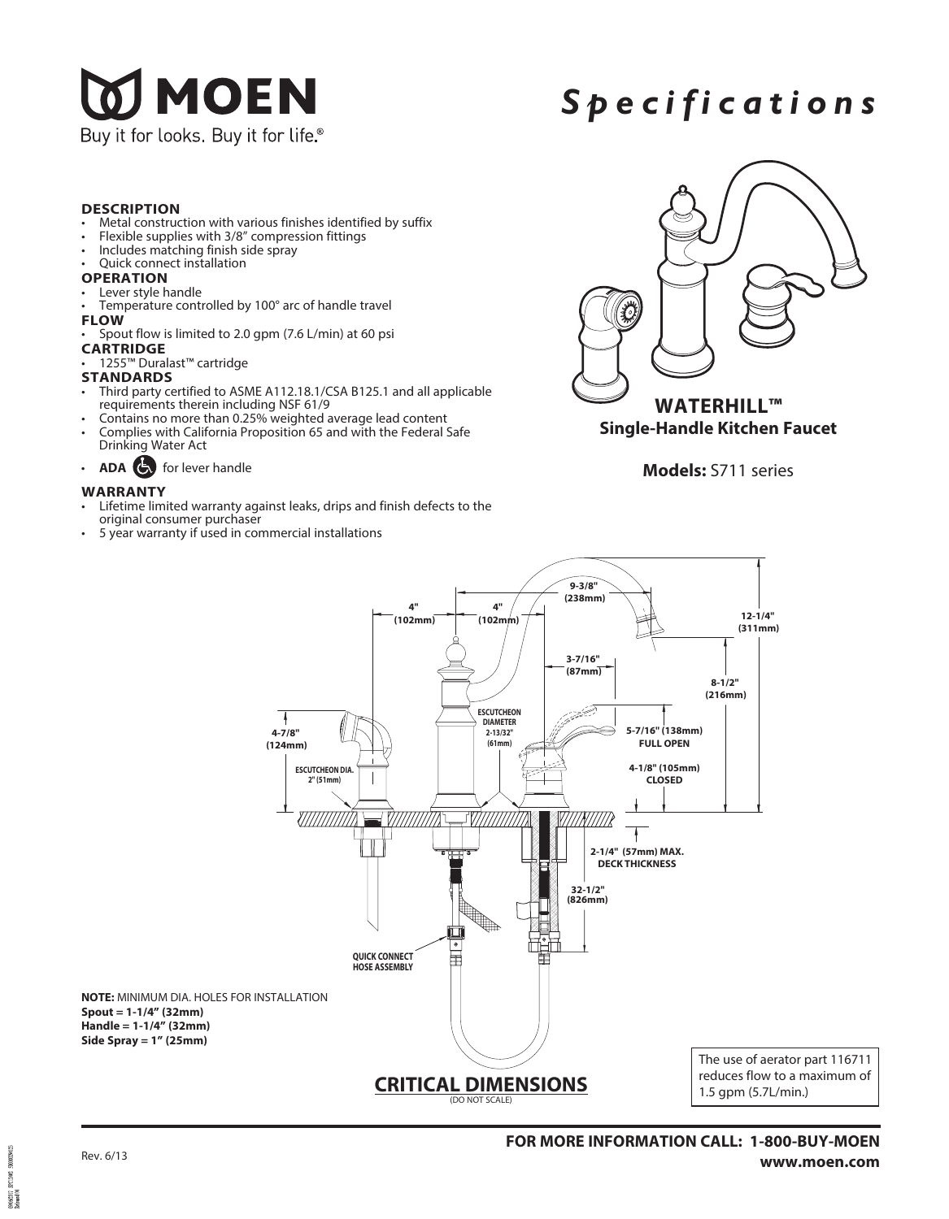# MOEN

Buy it for looks. Buy it for life.®

# *Specifications*

### DESCRIPTION

- Metal construction with various finishes identified by suffix
- Flexible supplies with 3/8" compression fittings
- Includes matching finish side spray
- Quick connect installation

### OPERATION

- Lever style handle
- Temperature controlled by 100° arc of handle travel

### FLOW

- Spout flow is limited to 2.0 gpm (7.6 L/min) at 60 psi

### CARTRIDGE

- 1255™ Duralast™ cartridge

### STANDARDS

- Third party certified to ASME A112.18.1/CSA B125.1 and all applicable requirements therein including NSF 61/9
- Contains no more than 0.25% weighted average lead content
- Complies with California Proposition 65 and with the Federal Safe Drinking Water Act
- **ADA** for lever handle

### WARRANTY

- Lifetime limited warranty against leaks, drips and finish defects to the original consumer purchaser
- 5 year warranty if used in commercial installations

**WATERHILL™**
**Single-Handle Kitchen Faucet**

**Models:** S711 series

4" (102mm)
4" (102mm)
9-3/8" (238mm)
12-1/4" (311mm)
3-7/16" (87mm)
8-1/2" (216mm)
ESCUTCHEON DIAMETER 2-13/32" (61mm)
4-7/8" (124mm)
ESCUTCHEON DIA. 2" (51mm)
5-7/16" (138mm) FULL OPEN
4-1/8" (105mm) CLOSED
2-1/4" (57mm) MAX. DECK THICKNESS
32-1/2" (826mm)
QUICK CONNECT HOSE ASSEMBLY

**NOTE:** MINIMUM DIA. HOLES FOR INSTALLATION
**Spout = 1-1/4" (32mm)**
**Handle = 1-1/4" (32mm)**
**Side Spray = 1" (25mm)**

## CRITICAL DIMENSIONS

(DO NOT SCALE)

The use of aerator part 116711 reduces flow to a maximum of 1.5 gpm (5.7L/min.)

Rev. 6/13

**FOR MORE INFORMATION CALL: 1-800-BUY-MOEN**
**www.moen.com**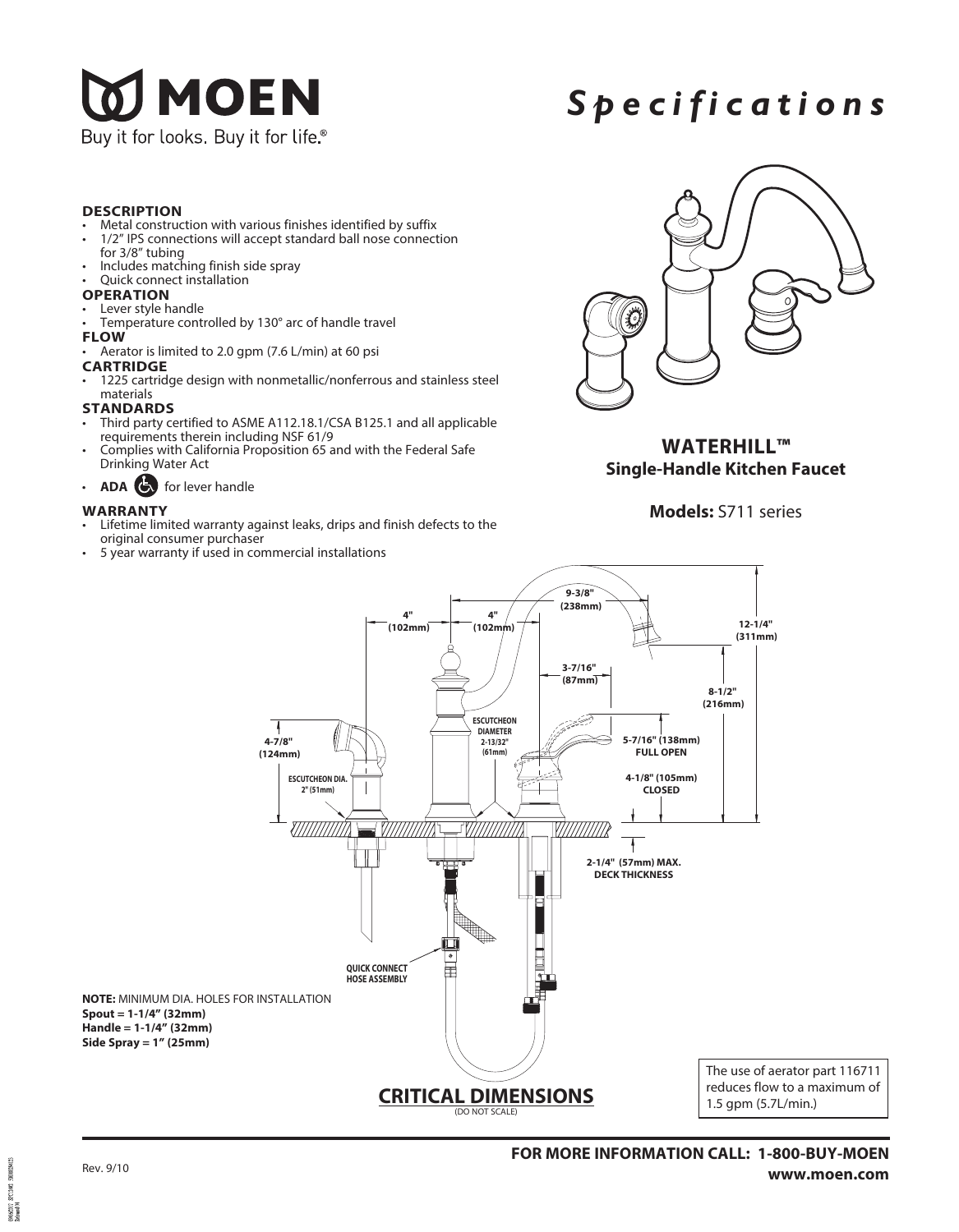# MOEN

Buy it for looks. Buy it for life.®

# *Specifications*

### DESCRIPTION

- Metal construction with various finishes identified by suffix
- 1/2" IPS connections will accept standard ball nose connection for 3/8" tubing
- Includes matching finish side spray
- Quick connect installation

### OPERATION

- Lever style handle
- Temperature controlled by 130° arc of handle travel

### FLOW

- Aerator is limited to 2.0 gpm (7.6 L/min) at 60 psi

### CARTRIDGE

- 1225 cartridge design with nonmetallic/nonferrous and stainless steel materials

### STANDARDS

- Third party certified to ASME A112.18.1/CSA B125.1 and all applicable requirements therein including NSF 61/9
- Complies with California Proposition 65 and with the Federal Safe Drinking Water Act
- **ADA** for lever handle

### WARRANTY

- Lifetime limited warranty against leaks, drips and finish defects to the original consumer purchaser
- 5 year warranty if used in commercial installations

## WATERHILL™
**Single-Handle Kitchen Faucet**

**Models:** S711 series

4" (102mm)
4" (102mm)
9-3/8" (238mm)
12-1/4" (311mm)
3-7/16" (87mm)
8-1/2" (216mm)
ESCUTCHEON DIAMETER 2-13/32" (61mm)
4-7/8" (124mm)
5-7/16" (138mm) FULL OPEN
ESCUTCHEON DIA. 2" (51mm)
4-1/8" (105mm) CLOSED
2-1/4" (57mm) MAX. DECK THICKNESS
QUICK CONNECT HOSE ASSEMBLY

**NOTE:** MINIMUM DIA. HOLES FOR INSTALLATION
**Spout = 1-1/4" (32mm)**
**Handle = 1-1/4" (32mm)**
**Side Spray = 1" (25mm)**

## CRITICAL DIMENSIONS
(DO NOT SCALE)

The use of aerator part 116711 reduces flow to a maximum of 1.5 gpm (5.7L/min.)

Rev. 9/10

**FOR MORE INFORMATION CALL: 1-800-BUY-MOEN**
**www.moen.com**